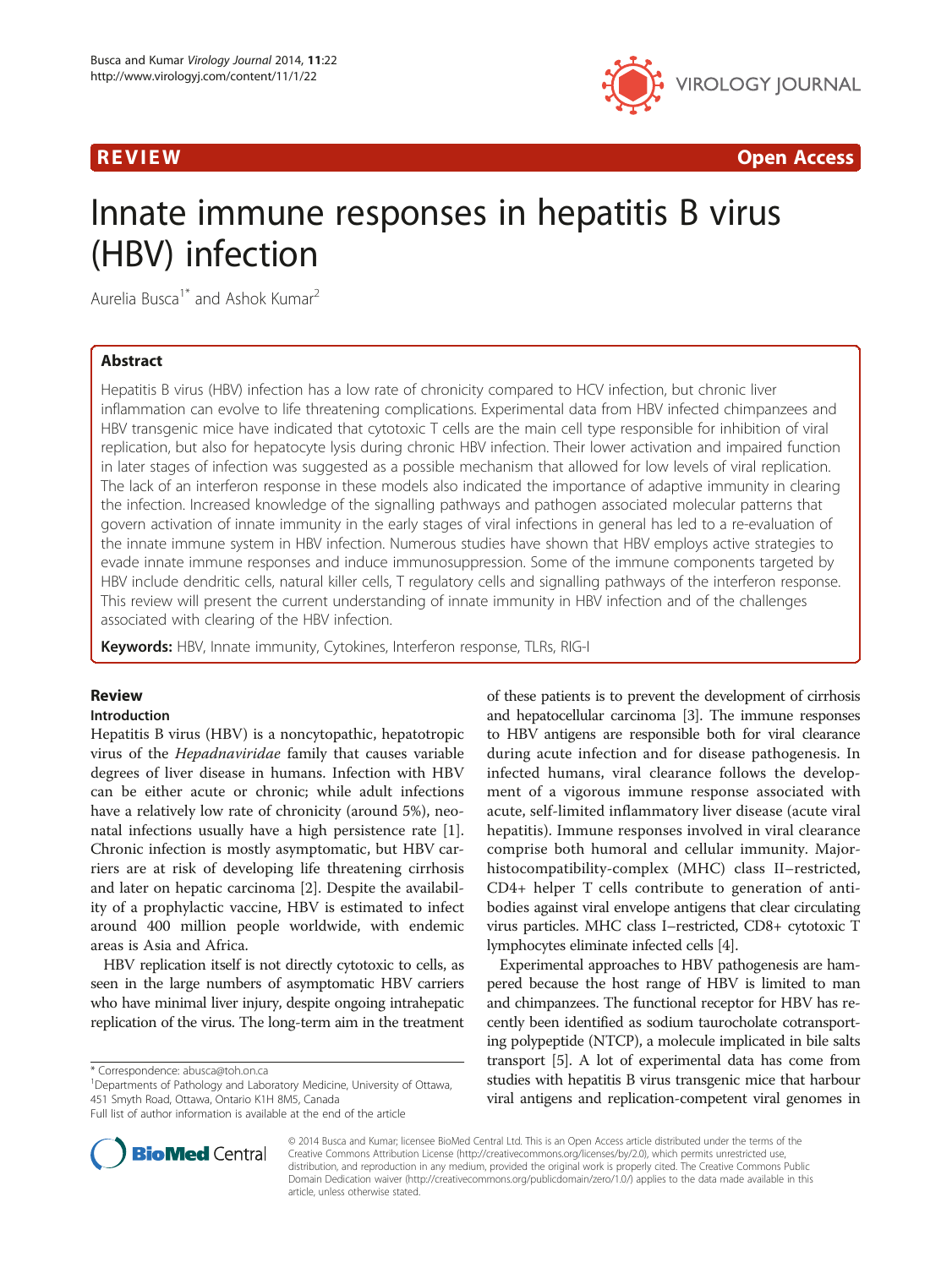REVIEW

Open Access

# Innate immune responses in hepatitis B virus (HBV) infection

Aurelia Busca[1*] and Ashok Kumar[2]

## Abstract

Hepatitis B virus (HBV) infection has a low rate of chronicity compared to HCV infection, but chronic liver inflammation can evolve to life threatening complications. Experimental data from HBV infected chimpanzees and HBV transgenic mice have indicated that cytotoxic T cells are the main cell type responsible for inhibition of viral replication, but also for hepatocyte lysis during chronic HBV infection. Their lower activation and impaired function in later stages of infection was suggested as a possible mechanism that allowed for low levels of viral replication. The lack of an interferon response in these models also indicated the importance of adaptive immunity in clearing the infection. Increased knowledge of the signalling pathways and pathogen associated molecular patterns that govern activation of innate immunity in the early stages of viral infections in general has led to a re-evaluation of the innate immune system in HBV infection. Numerous studies have shown that HBV employs active strategies to evade innate immune responses and induce immunosuppression. Some of the immune components targeted by HBV include dendritic cells, natural killer cells, T regulatory cells and signalling pathways of the interferon response. This review will present the current understanding of innate immunity in HBV infection and of the challenges associated with clearing of the HBV infection.

**Keywords:** HBV, Innate immunity, Cytokines, Interferon response, TLRs, RIG-I

## Review

### Introduction

Hepatitis B virus (HBV) is a noncytopathic, hepatotropic virus of the *Hepadnaviridae* family that causes variable degrees of liver disease in humans. Infection with HBV can be either acute or chronic; while adult infections have a relatively low rate of chronicity (around 5%), neonatal infections usually have a high persistence rate [1]. Chronic infection is mostly asymptomatic, but HBV carriers are at risk of developing life threatening cirrhosis and later on hepatic carcinoma [2]. Despite the availability of a prophylactic vaccine, HBV is estimated to infect around 400 million people worldwide, with endemic areas is Asia and Africa.

HBV replication itself is not directly cytotoxic to cells, as seen in the large numbers of asymptomatic HBV carriers who have minimal liver injury, despite ongoing intrahepatic replication of the virus. The long-term aim in the treatment of these patients is to prevent the development of cirrhosis and hepatocellular carcinoma [3]. The immune responses to HBV antigens are responsible both for viral clearance during acute infection and for disease pathogenesis. In infected humans, viral clearance follows the development of a vigorous immune response associated with acute, self-limited inflammatory liver disease (acute viral hepatitis). Immune responses involved in viral clearance comprise both humoral and cellular immunity. Major-histocompatibility-complex (MHC) class II–restricted, CD4+ helper T cells contribute to generation of antibodies against viral envelope antigens that clear circulating virus particles. MHC class I–restricted, CD8+ cytotoxic T lymphocytes eliminate infected cells [4].

Experimental approaches to HBV pathogenesis are hampered because the host range of HBV is limited to man and chimpanzees. The functional receptor for HBV has recently been identified as sodium taurocholate cotransporting polypeptide (NTCP), a molecule implicated in bile salts transport [5]. A lot of experimental data has come from studies with hepatitis B virus transgenic mice that harbour viral antigens and replication-competent viral genomes in

\* Correspondence: abusca@toh.on.ca
[1]Departments of Pathology and Laboratory Medicine, University of Ottawa, 451 Smyth Road, Ottawa, Ontario K1H 8M5, Canada
Full list of author information is available at the end of the article

© 2014 Busca and Kumar; licensee BioMed Central Ltd. This is an Open Access article distributed under the terms of the Creative Commons Attribution License (http://creativecommons.org/licenses/by/2.0), which permits unrestricted use, distribution, and reproduction in any medium, provided the original work is properly cited. The Creative Commons Public Domain Dedication waiver (http://creativecommons.org/publicdomain/zero/1.0/) applies to the data made available in this article, unless otherwise stated.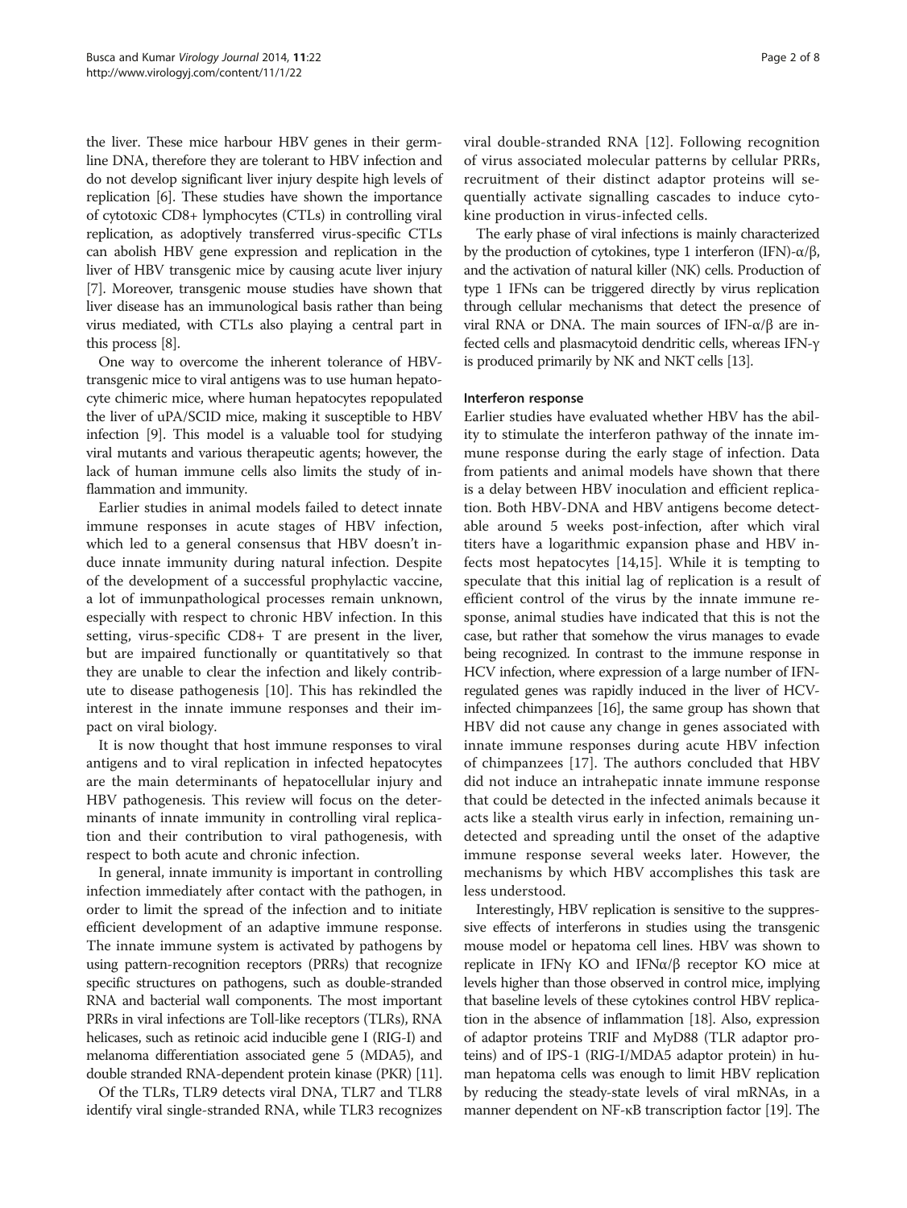the liver. These mice harbour HBV genes in their germline DNA, therefore they are tolerant to HBV infection and do not develop significant liver injury despite high levels of replication [6]. These studies have shown the importance of cytotoxic CD8+ lymphocytes (CTLs) in controlling viral replication, as adoptively transferred virus-specific CTLs can abolish HBV gene expression and replication in the liver of HBV transgenic mice by causing acute liver injury [7]. Moreover, transgenic mouse studies have shown that liver disease has an immunological basis rather than being virus mediated, with CTLs also playing a central part in this process [8].

One way to overcome the inherent tolerance of HBV-transgenic mice to viral antigens was to use human hepatocyte chimeric mice, where human hepatocytes repopulated the liver of uPA/SCID mice, making it susceptible to HBV infection [9]. This model is a valuable tool for studying viral mutants and various therapeutic agents; however, the lack of human immune cells also limits the study of inflammation and immunity.

Earlier studies in animal models failed to detect innate immune responses in acute stages of HBV infection, which led to a general consensus that HBV doesn't induce innate immunity during natural infection. Despite of the development of a successful prophylactic vaccine, a lot of immunpathological processes remain unknown, especially with respect to chronic HBV infection. In this setting, virus-specific CD8+ T are present in the liver, but are impaired functionally or quantitatively so that they are unable to clear the infection and likely contribute to disease pathogenesis [10]. This has rekindled the interest in the innate immune responses and their impact on viral biology.

It is now thought that host immune responses to viral antigens and to viral replication in infected hepatocytes are the main determinants of hepatocellular injury and HBV pathogenesis. This review will focus on the determinants of innate immunity in controlling viral replication and their contribution to viral pathogenesis, with respect to both acute and chronic infection.

In general, innate immunity is important in controlling infection immediately after contact with the pathogen, in order to limit the spread of the infection and to initiate efficient development of an adaptive immune response. The innate immune system is activated by pathogens by using pattern-recognition receptors (PRRs) that recognize specific structures on pathogens, such as double-stranded RNA and bacterial wall components. The most important PRRs in viral infections are Toll-like receptors (TLRs), RNA helicases, such as retinoic acid inducible gene I (RIG-I) and melanoma differentiation associated gene 5 (MDA5), and double stranded RNA-dependent protein kinase (PKR) [11].

Of the TLRs, TLR9 detects viral DNA, TLR7 and TLR8 identify viral single-stranded RNA, while TLR3 recognizes viral double-stranded RNA [12]. Following recognition of virus associated molecular patterns by cellular PRRs, recruitment of their distinct adaptor proteins will sequentially activate signalling cascades to induce cytokine production in virus-infected cells.

The early phase of viral infections is mainly characterized by the production of cytokines, type 1 interferon (IFN)-$\alpha/\beta$, and the activation of natural killer (NK) cells. Production of type 1 IFNs can be triggered directly by virus replication through cellular mechanisms that detect the presence of viral RNA or DNA. The main sources of IFN-$\alpha/\beta$ are infected cells and plasmacytoid dendritic cells, whereas IFN-$\gamma$ is produced primarily by NK and NKT cells [13].

### Interferon response

Earlier studies have evaluated whether HBV has the ability to stimulate the interferon pathway of the innate immune response during the early stage of infection. Data from patients and animal models have shown that there is a delay between HBV inoculation and efficient replication. Both HBV-DNA and HBV antigens become detectable around 5 weeks post-infection, after which viral titers have a logarithmic expansion phase and HBV infects most hepatocytes [14,15]. While it is tempting to speculate that this initial lag of replication is a result of efficient control of the virus by the innate immune response, animal studies have indicated that this is not the case, but rather that somehow the virus manages to evade being recognized. In contrast to the immune response in HCV infection, where expression of a large number of IFN-regulated genes was rapidly induced in the liver of HCV-infected chimpanzees [16], the same group has shown that HBV did not cause any change in genes associated with innate immune responses during acute HBV infection of chimpanzees [17]. The authors concluded that HBV did not induce an intrahepatic innate immune response that could be detected in the infected animals because it acts like a stealth virus early in infection, remaining undetected and spreading until the onset of the adaptive immune response several weeks later. However, the mechanisms by which HBV accomplishes this task are less understood.

Interestingly, HBV replication is sensitive to the suppressive effects of interferons in studies using the transgenic mouse model or hepatoma cell lines. HBV was shown to replicate in IFN$\gamma$ KO and IFN$\alpha/\beta$ receptor KO mice at levels higher than those observed in control mice, implying that baseline levels of these cytokines control HBV replication in the absence of inflammation [18]. Also, expression of adaptor proteins TRIF and MyD88 (TLR adaptor proteins) and of IPS-1 (RIG-I/MDA5 adaptor protein) in human hepatoma cells was enough to limit HBV replication by reducing the steady-state levels of viral mRNAs, in a manner dependent on NF-κB transcription factor [19]. The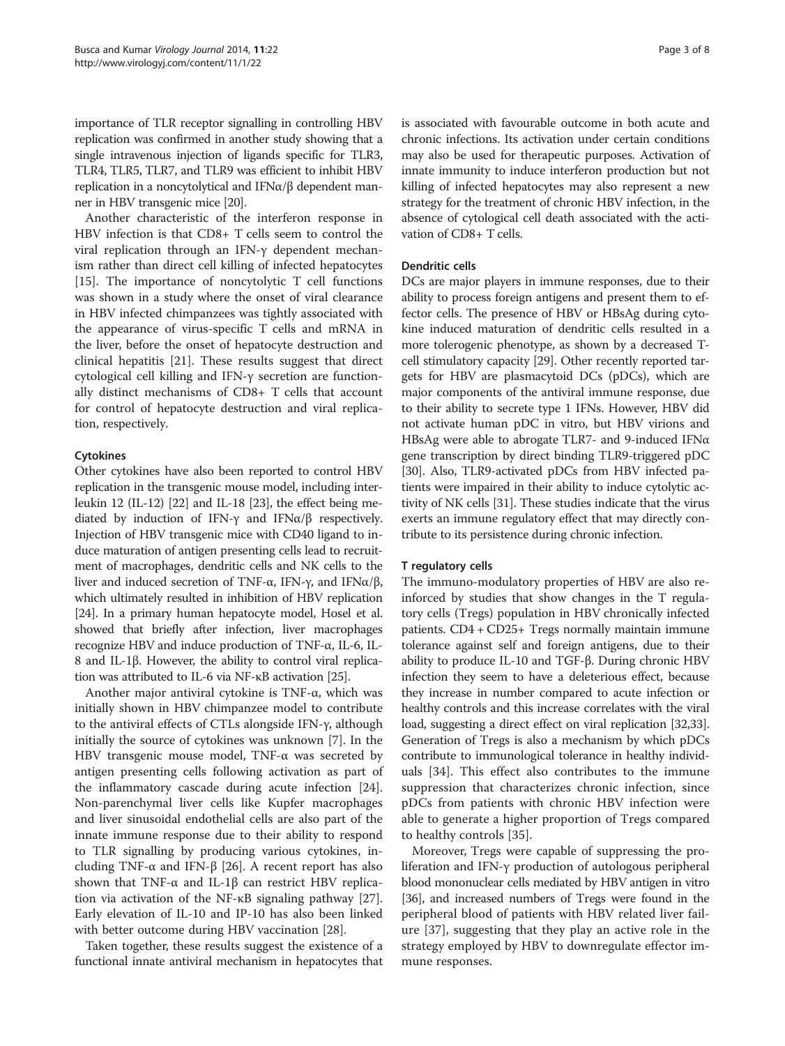importance of TLR receptor signalling in controlling HBV replication was confirmed in another study showing that a single intravenous injection of ligands specific for TLR3, TLR4, TLR5, TLR7, and TLR9 was efficient to inhibit HBV replication in a noncytolytical and IFNα/β dependent manner in HBV transgenic mice [20].

Another characteristic of the interferon response in HBV infection is that CD8+ T cells seem to control the viral replication through an IFN-γ dependent mechanism rather than direct cell killing of infected hepatocytes [15]. The importance of noncytolytic T cell functions was shown in a study where the onset of viral clearance in HBV infected chimpanzees was tightly associated with the appearance of virus-specific T cells and mRNA in the liver, before the onset of hepatocyte destruction and clinical hepatitis [21]. These results suggest that direct cytological cell killing and IFN-γ secretion are functionally distinct mechanisms of CD8+ T cells that account for control of hepatocyte destruction and viral replication, respectively.

### Cytokines

Other cytokines have also been reported to control HBV replication in the transgenic mouse model, including interleukin 12 (IL-12) [22] and IL-18 [23], the effect being mediated by induction of IFN-γ and IFNα/β respectively. Injection of HBV transgenic mice with CD40 ligand to induce maturation of antigen presenting cells lead to recruitment of macrophages, dendritic cells and NK cells to the liver and induced secretion of TNF-α, IFN-γ, and IFNα/β, which ultimately resulted in inhibition of HBV replication [24]. In a primary human hepatocyte model, Hosel et al. showed that briefly after infection, liver macrophages recognize HBV and induce production of TNF-α, IL-6, IL-8 and IL-1β. However, the ability to control viral replication was attributed to IL-6 via NF-κB activation [25].

Another major antiviral cytokine is TNF-α, which was initially shown in HBV chimpanzee model to contribute to the antiviral effects of CTLs alongside IFN-γ, although initially the source of cytokines was unknown [7]. In the HBV transgenic mouse model, TNF-α was secreted by antigen presenting cells following activation as part of the inflammatory cascade during acute infection [24]. Non-parenchymal liver cells like Kupfer macrophages and liver sinusoidal endothelial cells are also part of the innate immune response due to their ability to respond to TLR signalling by producing various cytokines, including TNF-α and IFN-β [26]. A recent report has also shown that TNF-α and IL-1β can restrict HBV replication via activation of the NF-κB signaling pathway [27]. Early elevation of IL-10 and IP-10 has also been linked with better outcome during HBV vaccination [28].

Taken together, these results suggest the existence of a functional innate antiviral mechanism in hepatocytes that is associated with favourable outcome in both acute and chronic infections. Its activation under certain conditions may also be used for therapeutic purposes. Activation of innate immunity to induce interferon production but not killing of infected hepatocytes may also represent a new strategy for the treatment of chronic HBV infection, in the absence of cytological cell death associated with the activation of CD8+ T cells.

### Dendritic cells

DCs are major players in immune responses, due to their ability to process foreign antigens and present them to effector cells. The presence of HBV or HBsAg during cytokine induced maturation of dendritic cells resulted in a more tolerogenic phenotype, as shown by a decreased T-cell stimulatory capacity [29]. Other recently reported targets for HBV are plasmacytoid DCs (pDCs), which are major components of the antiviral immune response, due to their ability to secrete type 1 IFNs. However, HBV did not activate human pDC in vitro, but HBV virions and HBsAg were able to abrogate TLR7- and 9-induced IFNα gene transcription by direct binding TLR9-triggered pDC [30]. Also, TLR9-activated pDCs from HBV infected patients were impaired in their ability to induce cytolytic activity of NK cells [31]. These studies indicate that the virus exerts an immune regulatory effect that may directly contribute to its persistence during chronic infection.

### T regulatory cells

The immuno-modulatory properties of HBV are also reinforced by studies that show changes in the T regulatory cells (Tregs) population in HBV chronically infected patients. CD4 + CD25+ Tregs normally maintain immune tolerance against self and foreign antigens, due to their ability to produce IL-10 and TGF-β. During chronic HBV infection they seem to have a deleterious effect, because they increase in number compared to acute infection or healthy controls and this increase correlates with the viral load, suggesting a direct effect on viral replication [32,33]. Generation of Tregs is also a mechanism by which pDCs contribute to immunological tolerance in healthy individuals [34]. This effect also contributes to the immune suppression that characterizes chronic infection, since pDCs from patients with chronic HBV infection were able to generate a higher proportion of Tregs compared to healthy controls [35].

Moreover, Tregs were capable of suppressing the proliferation and IFN-γ production of autologous peripheral blood mononuclear cells mediated by HBV antigen in vitro [36], and increased numbers of Tregs were found in the peripheral blood of patients with HBV related liver failure [37], suggesting that they play an active role in the strategy employed by HBV to downregulate effector immune responses.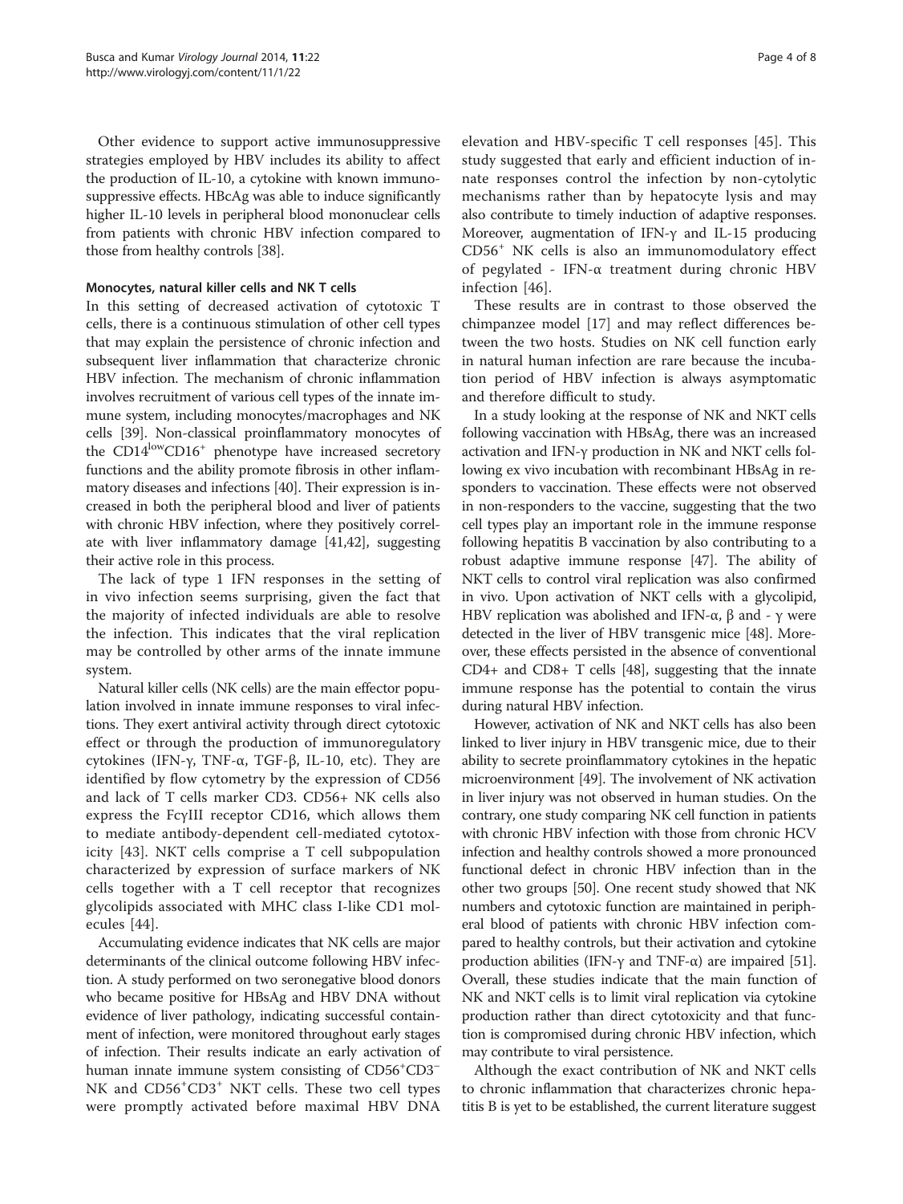Other evidence to support active immunosuppressive strategies employed by HBV includes its ability to affect the production of IL-10, a cytokine with known immunosuppressive effects. HBcAg was able to induce significantly higher IL-10 levels in peripheral blood mononuclear cells from patients with chronic HBV infection compared to those from healthy controls [38].

#### Monocytes, natural killer cells and NK T cells

In this setting of decreased activation of cytotoxic T cells, there is a continuous stimulation of other cell types that may explain the persistence of chronic infection and subsequent liver inflammation that characterize chronic HBV infection. The mechanism of chronic inflammation involves recruitment of various cell types of the innate immune system, including monocytes/macrophages and NK cells [39]. Non-classical proinflammatory monocytes of the $CD14^{low}CD16^{+}$ phenotype have increased secretory functions and the ability promote fibrosis in other inflammatory diseases and infections [40]. Their expression is increased in both the peripheral blood and liver of patients with chronic HBV infection, where they positively correlate with liver inflammatory damage [41,42], suggesting their active role in this process.

The lack of type 1 IFN responses in the setting of in vivo infection seems surprising, given the fact that the majority of infected individuals are able to resolve the infection. This indicates that the viral replication may be controlled by other arms of the innate immune system.

Natural killer cells (NK cells) are the main effector population involved in innate immune responses to viral infections. They exert antiviral activity through direct cytotoxic effect or through the production of immunoregulatory cytokines (IFN-γ, TNF-α, TGF-β, IL-10, etc). They are identified by flow cytometry by the expression of CD56 and lack of T cells marker CD3. CD56+ NK cells also express the FcγIII receptor CD16, which allows them to mediate antibody-dependent cell-mediated cytotoxicity [43]. NKT cells comprise a T cell subpopulation characterized by expression of surface markers of NK cells together with a T cell receptor that recognizes glycolipids associated with MHC class I-like CD1 molecules [44].

Accumulating evidence indicates that NK cells are major determinants of the clinical outcome following HBV infection. A study performed on two seronegative blood donors who became positive for HBsAg and HBV DNA without evidence of liver pathology, indicating successful containment of infection, were monitored throughout early stages of infection. Their results indicate an early activation of human innate immune system consisting of $CD56^{+}CD3^{-}$ NK and $CD56^{+}CD3^{+}$ NKT cells. These two cell types were promptly activated before maximal HBV DNA elevation and HBV-specific T cell responses [45]. This study suggested that early and efficient induction of innate responses control the infection by non-cytolytic mechanisms rather than by hepatocyte lysis and may also contribute to timely induction of adaptive responses. Moreover, augmentation of IFN-γ and IL-15 producing $CD56^{+}$ NK cells is also an immunomodulatory effect of pegylated - IFN-α treatment during chronic HBV infection [46].

These results are in contrast to those observed the chimpanzee model [17] and may reflect differences between the two hosts. Studies on NK cell function early in natural human infection are rare because the incubation period of HBV infection is always asymptomatic and therefore difficult to study.

In a study looking at the response of NK and NKT cells following vaccination with HBsAg, there was an increased activation and IFN-γ production in NK and NKT cells following ex vivo incubation with recombinant HBsAg in responders to vaccination. These effects were not observed in non-responders to the vaccine, suggesting that the two cell types play an important role in the immune response following hepatitis B vaccination by also contributing to a robust adaptive immune response [47]. The ability of NKT cells to control viral replication was also confirmed in vivo. Upon activation of NKT cells with a glycolipid, HBV replication was abolished and IFN-α, β and - γ were detected in the liver of HBV transgenic mice [48]. Moreover, these effects persisted in the absence of conventional CD4+ and CD8+ T cells [48], suggesting that the innate immune response has the potential to contain the virus during natural HBV infection.

However, activation of NK and NKT cells has also been linked to liver injury in HBV transgenic mice, due to their ability to secrete proinflammatory cytokines in the hepatic microenvironment [49]. The involvement of NK activation in liver injury was not observed in human studies. On the contrary, one study comparing NK cell function in patients with chronic HBV infection with those from chronic HCV infection and healthy controls showed a more pronounced functional defect in chronic HBV infection than in the other two groups [50]. One recent study showed that NK numbers and cytotoxic function are maintained in peripheral blood of patients with chronic HBV infection compared to healthy controls, but their activation and cytokine production abilities (IFN-γ and TNF-α) are impaired [51]. Overall, these studies indicate that the main function of NK and NKT cells is to limit viral replication via cytokine production rather than direct cytotoxicity and that function is compromised during chronic HBV infection, which may contribute to viral persistence.

Although the exact contribution of NK and NKT cells to chronic inflammation that characterizes chronic hepatitis B is yet to be established, the current literature suggest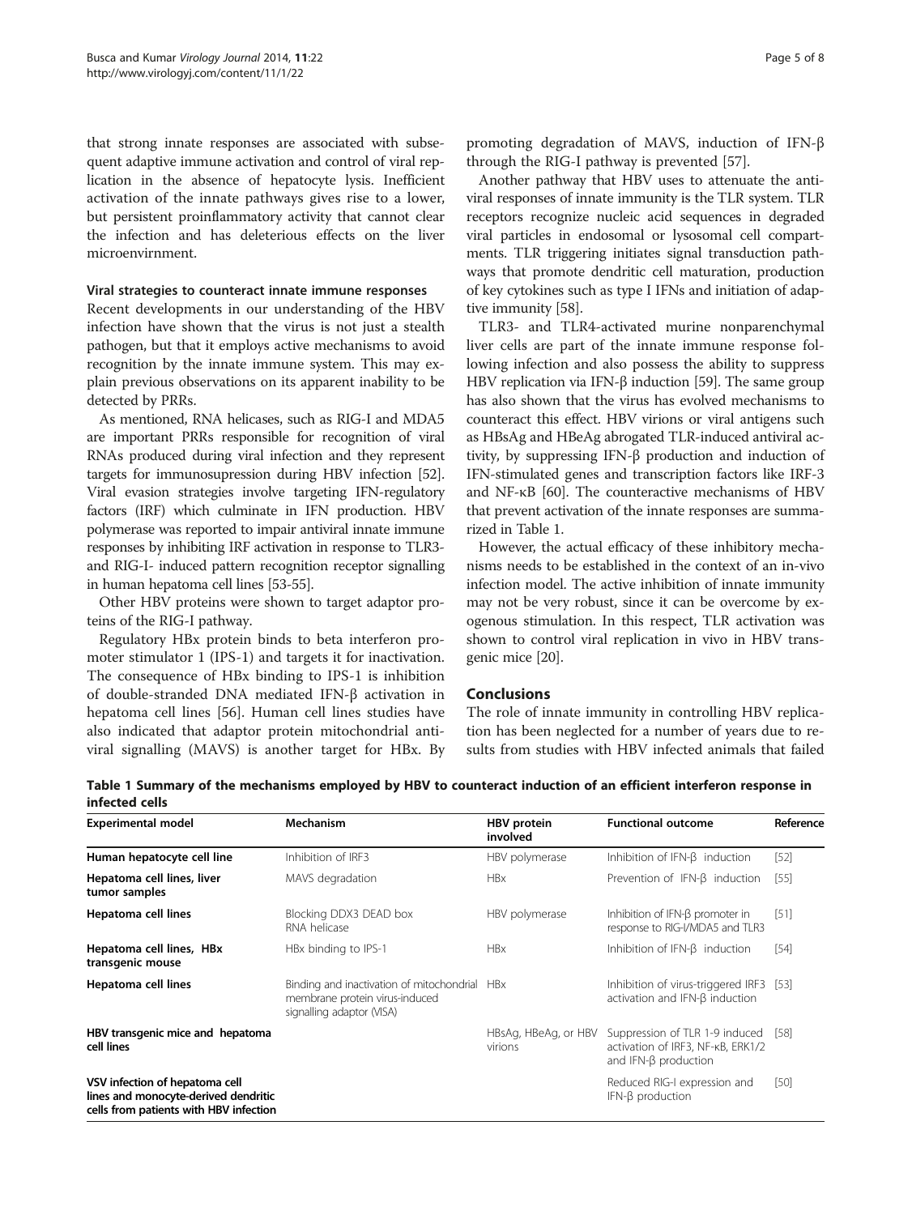that strong innate responses are associated with subsequent adaptive immune activation and control of viral replication in the absence of hepatocyte lysis. Inefficient activation of the innate pathways gives rise to a lower, but persistent proinflammatory activity that cannot clear the infection and has deleterious effects on the liver microenvirnment.

### Viral strategies to counteract innate immune responses

Recent developments in our understanding of the HBV infection have shown that the virus is not just a stealth pathogen, but that it employs active mechanisms to avoid recognition by the innate immune system. This may explain previous observations on its apparent inability to be detected by PRRs.

As mentioned, RNA helicases, such as RIG-I and MDA5 are important PRRs responsible for recognition of viral RNAs produced during viral infection and they represent targets for immunosupression during HBV infection [52]. Viral evasion strategies involve targeting IFN-regulatory factors (IRF) which culminate in IFN production. HBV polymerase was reported to impair antiviral innate immune responses by inhibiting IRF activation in response to TLR3- and RIG-I- induced pattern recognition receptor signalling in human hepatoma cell lines [53-55].

Other HBV proteins were shown to target adaptor proteins of the RIG-I pathway.

Regulatory HBx protein binds to beta interferon promoter stimulator 1 (IPS-1) and targets it for inactivation. The consequence of HBx binding to IPS-1 is inhibition of double-stranded DNA mediated IFN-β activation in hepatoma cell lines [56]. Human cell lines studies have also indicated that adaptor protein mitochondrial antiviral signalling (MAVS) is another target for HBx. By promoting degradation of MAVS, induction of IFN-β through the RIG-I pathway is prevented [57].

Another pathway that HBV uses to attenuate the antiviral responses of innate immunity is the TLR system. TLR receptors recognize nucleic acid sequences in degraded viral particles in endosomal or lysosomal cell compartments. TLR triggering initiates signal transduction pathways that promote dendritic cell maturation, production of key cytokines such as type I IFNs and initiation of adaptive immunity [58].

TLR3- and TLR4-activated murine nonparenchymal liver cells are part of the innate immune response following infection and also possess the ability to suppress HBV replication via IFN-β induction [59]. The same group has also shown that the virus has evolved mechanisms to counteract this effect. HBV virions or viral antigens such as HBsAg and HBeAg abrogated TLR-induced antiviral activity, by suppressing IFN-β production and induction of IFN-stimulated genes and transcription factors like IRF-3 and NF-κB [60]. The counteractive mechanisms of HBV that prevent activation of the innate responses are summarized in Table 1.

However, the actual efficacy of these inhibitory mechanisms needs to be established in the context of an in-vivo infection model. The active inhibition of innate immunity may not be very robust, since it can be overcome by exogenous stimulation. In this respect, TLR activation was shown to control viral replication in vivo in HBV transgenic mice [20].

## Conclusions

The role of innate immunity in controlling HBV replication has been neglected for a number of years due to results from studies with HBV infected animals that failed

**Table 1 Summary of the mechanisms employed by HBV to counteract induction of an efficient interferon response in infected cells**

| Experimental model | Mechanism | HBV protein involved | Functional outcome | Reference |
|---|---|---|---|---|
| **Human hepatocyte cell line** | Inhibition of IRF3 | HBV polymerase | Inhibition of IFN-β induction | [52] |
| **Hepatoma cell lines, liver tumor samples** | MAVS degradation | HBx | Prevention of IFN-β induction | [55] |
| **Hepatoma cell lines** | Blocking DDX3 DEAD box RNA helicase | HBV polymerase | Inhibition of IFN-β promoter in response to RIG-I/MDA5 and TLR3 | [51] |
| **Hepatoma cell lines, HBx transgenic mouse** | HBx binding to IPS-1 | HBx | Inhibition of IFN-β induction | [54] |
| **Hepatoma cell lines** | Binding and inactivation of mitochondrial membrane protein virus-induced signalling adaptor (VISA) | HBx | Inhibition of virus-triggered IRF3 activation and IFN-β induction | [53] |
| **HBV transgenic mice and hepatoma cell lines** | | HBsAg, HBeAg, or HBV virions | Suppression of TLR 1-9 induced activation of IRF3, NF-κB, ERK1/2 and IFN-β production | [58] |
| **VSV infection of hepatoma cell lines and monocyte-derived dendritic cells from patients with HBV infection** | | | Reduced RIG-I expression and IFN-β production | [50] |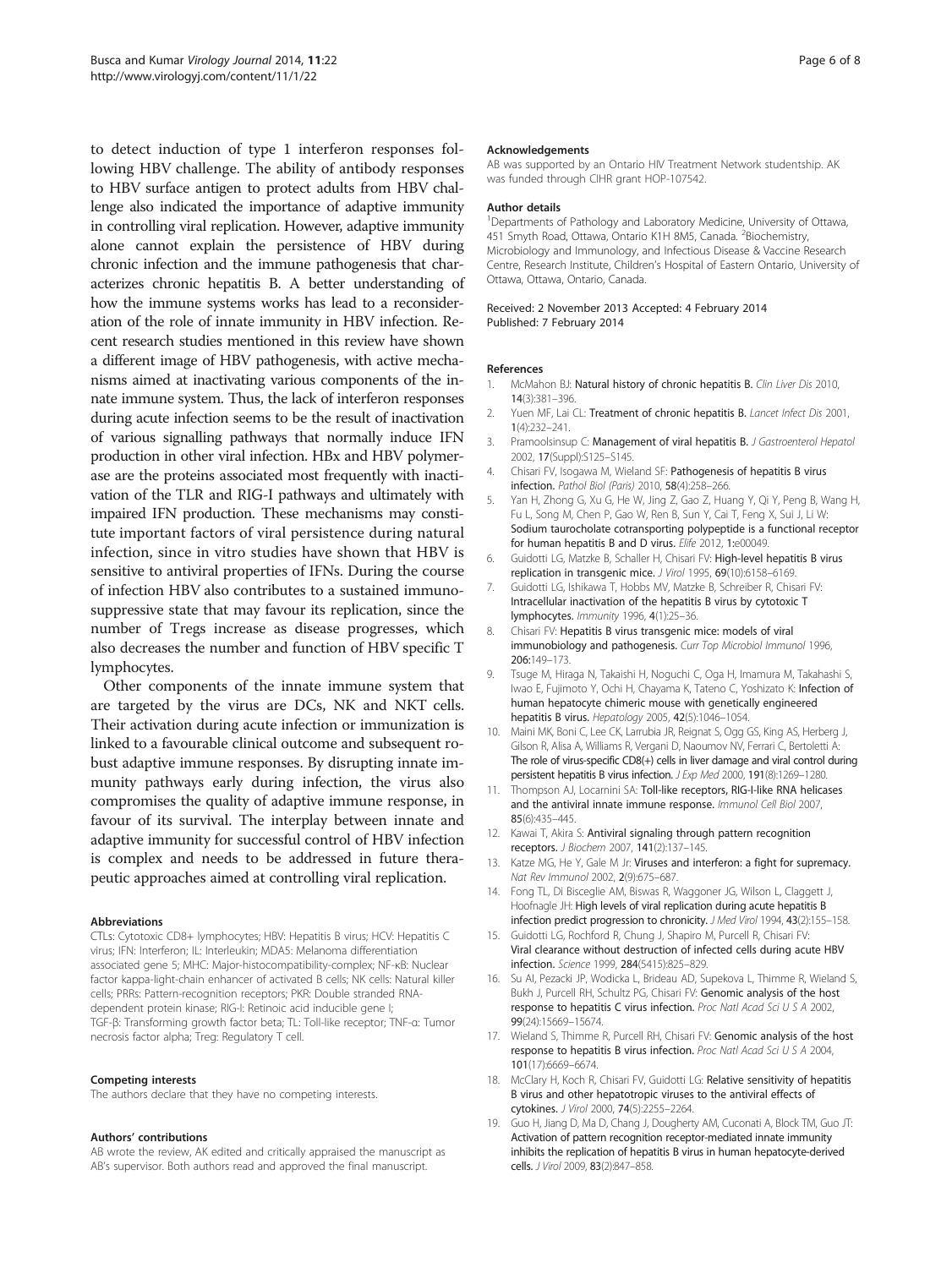to detect induction of type 1 interferon responses following HBV challenge. The ability of antibody responses to HBV surface antigen to protect adults from HBV challenge also indicated the importance of adaptive immunity in controlling viral replication. However, adaptive immunity alone cannot explain the persistence of HBV during chronic infection and the immune pathogenesis that characterizes chronic hepatitis B. A better understanding of how the immune systems works has lead to a reconsideration of the role of innate immunity in HBV infection. Recent research studies mentioned in this review have shown a different image of HBV pathogenesis, with active mechanisms aimed at inactivating various components of the innate immune system. Thus, the lack of interferon responses during acute infection seems to be the result of inactivation of various signalling pathways that normally induce IFN production in other viral infection. HBx and HBV polymerase are the proteins associated most frequently with inactivation of the TLR and RIG-I pathways and ultimately with impaired IFN production. These mechanisms may constitute important factors of viral persistence during natural infection, since in vitro studies have shown that HBV is sensitive to antiviral properties of IFNs. During the course of infection HBV also contributes to a sustained immunosuppressive state that may favour its replication, since the number of Tregs increase as disease progresses, which also decreases the number and function of HBV specific T lymphocytes.

Other components of the innate immune system that are targeted by the virus are DCs, NK and NKT cells. Their activation during acute infection or immunization is linked to a favourable clinical outcome and subsequent robust adaptive immune responses. By disrupting innate immunity pathways early during infection, the virus also compromises the quality of adaptive immune response, in favour of its survival. The interplay between innate and adaptive immunity for successful control of HBV infection is complex and needs to be addressed in future therapeutic approaches aimed at controlling viral replication.

#### Abbreviations

CTLs: Cytotoxic CD8+ lymphocytes; HBV: Hepatitis B virus; HCV: Hepatitis C virus; IFN: Interferon; IL: Interleukin; MDA5: Melanoma differentiation associated gene 5; MHC: Major-histocompatibility-complex; NF-κB: Nuclear factor kappa-light-chain enhancer of activated B cells; NK cells: Natural killer cells; PRRs: Pattern-recognition receptors; PKR: Double stranded RNA-dependent protein kinase; RIG-I: Retinoic acid inducible gene I; TGF-β: Transforming growth factor beta; TL: Toll-like receptor; TNF-α: Tumor necrosis factor alpha; Treg: Regulatory T cell.

#### Competing interests

The authors declare that they have no competing interests.

#### Authors' contributions

AB wrote the review, AK edited and critically appraised the manuscript as AB's supervisor. Both authors read and approved the final manuscript.

#### Acknowledgements

AB was supported by an Ontario HIV Treatment Network studentship. AK was funded through CIHR grant HOP-107542.

#### Author details

[1]Departments of Pathology and Laboratory Medicine, University of Ottawa, 451 Smyth Road, Ottawa, Ontario K1H 8M5, Canada. [2]Biochemistry, Microbiology and Immunology, and Infectious Disease & Vaccine Research Centre, Research Institute, Children's Hospital of Eastern Ontario, University of Ottawa, Ottawa, Ontario, Canada.

Received: 2 November 2013 Accepted: 4 February 2014
Published: 7 February 2014

#### References

1. McMahon BJ: **Natural history of chronic hepatitis B.** *Clin Liver Dis* 2010, **14**(3):381–396.
2. Yuen MF, Lai CL: **Treatment of chronic hepatitis B.** *Lancet Infect Dis* 2001, **1**(4):232–241.
3. Pramoolsinsup C: **Management of viral hepatitis B.** *J Gastroenterol Hepatol* 2002, **17**(Suppl):S125–S145.
4. Chisari FV, Isogawa M, Wieland SF: **Pathogenesis of hepatitis B virus infection.** *Pathol Biol (Paris)* 2010, **58**(4):258–266.
5. Yan H, Zhong G, Xu G, He W, Jing Z, Gao Z, Huang Y, Qi Y, Peng B, Wang H, Fu L, Song M, Chen P, Gao W, Ren B, Sun Y, Cai T, Feng X, Sui J, Li W: **Sodium taurocholate cotransporting polypeptide is a functional receptor for human hepatitis B and D virus.** *Elife* 2012, **1**:e00049.
6. Guidotti LG, Matzke B, Schaller H, Chisari FV: **High-level hepatitis B virus replication in transgenic mice.** *J Virol* 1995, **69**(10):6158–6169.
7. Guidotti LG, Ishikawa T, Hobbs MV, Matzke B, Schreiber R, Chisari FV: **Intracellular inactivation of the hepatitis B virus by cytotoxic T lymphocytes.** *Immunity* 1996, **4**(1):25–36.
8. Chisari FV: **Hepatitis B virus transgenic mice: models of viral immunobiology and pathogenesis.** *Curr Top Microbiol Immunol* 1996, **206**:149–173.
9. Tsuge M, Hiraga N, Takaishi H, Noguchi C, Oga H, Imamura M, Takahashi S, Iwao E, Fujimoto Y, Ochi H, Chayama K, Tateno C, Yoshizato K: **Infection of human hepatocyte chimeric mouse with genetically engineered hepatitis B virus.** *Hepatology* 2005, **42**(5):1046–1054.
10. Maini MK, Boni C, Lee CK, Larrubia JR, Reignat S, Ogg GS, King AS, Herberg J, Gilson R, Alisa A, Williams R, Vergani D, Naoumov NV, Ferrari C, Bertoletti A: **The role of virus-specific CD8(+) cells in liver damage and viral control during persistent hepatitis B virus infection.** *J Exp Med* 2000, **191**(8):1269–1280.
11. Thompson AJ, Locarnini SA: **Toll-like receptors, RIG-I-like RNA helicases and the antiviral innate immune response.** *Immunol Cell Biol* 2007, **85**(6):435–445.
12. Kawai T, Akira S: **Antiviral signaling through pattern recognition receptors.** *J Biochem* 2007, **141**(2):137–145.
13. Katze MG, He Y, Gale M Jr: **Viruses and interferon: a fight for supremacy.** *Nat Rev Immunol* 2002, **2**(9):675–687.
14. Fong TL, Di Bisceglie AM, Biswas R, Waggoner JG, Wilson L, Claggett J, Hoofnagle JH: **High levels of viral replication during acute hepatitis B infection predict progression to chronicity.** *J Med Virol* 1994, **43**(2):155–158.
15. Guidotti LG, Rochford R, Chung J, Shapiro M, Purcell R, Chisari FV: **Viral clearance without destruction of infected cells during acute HBV infection.** *Science* 1999, **284**(5415):825–829.
16. Su AI, Pezacki JP, Wodicka L, Brideau AD, Supekova L, Thimme R, Wieland S, Bukh J, Purcell RH, Schultz PG, Chisari FV: **Genomic analysis of the host response to hepatitis C virus infection.** *Proc Natl Acad Sci U S A* 2002, **99**(24):15669–15674.
17. Wieland S, Thimme R, Purcell RH, Chisari FV: **Genomic analysis of the host response to hepatitis B virus infection.** *Proc Natl Acad Sci U S A* 2004, **101**(17):6669–6674.
18. McClary H, Koch R, Chisari FV, Guidotti LG: **Relative sensitivity of hepatitis B virus and other hepatotropic viruses to the antiviral effects of cytokines.** *J Virol* 2000, **74**(5):2255–2264.
19. Guo H, Jiang D, Ma D, Chang J, Dougherty AM, Cuconati A, Block TM, Guo JT: **Activation of pattern recognition receptor-mediated innate immunity inhibits the replication of hepatitis B virus in human hepatocyte-derived cells.** *J Virol* 2009, **83**(2):847–858.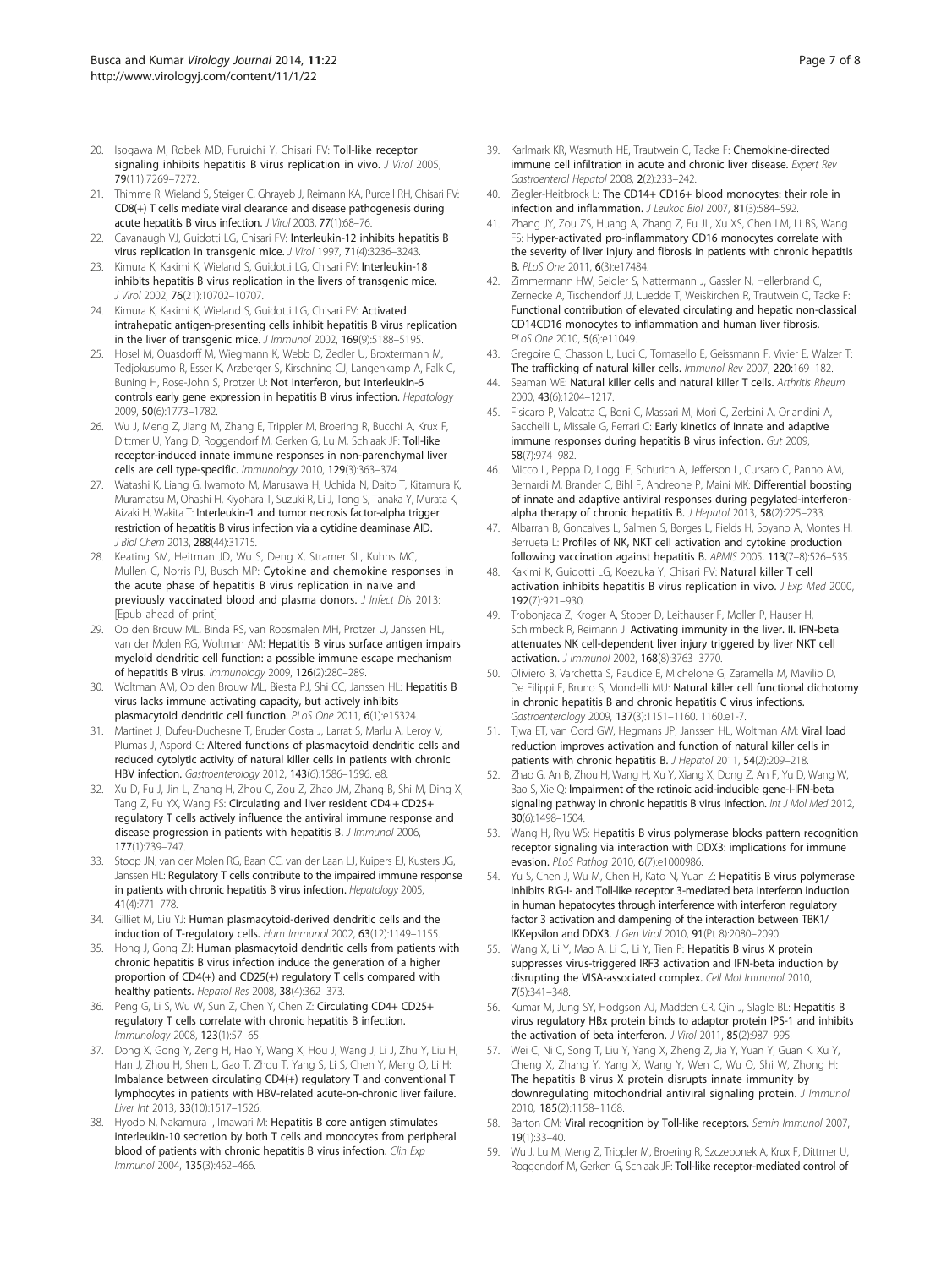20. Isogawa M, Robek MD, Furuichi Y, Chisari FV: **Toll-like receptor signaling inhibits hepatitis B virus replication in vivo.** *J Virol* 2005, **79**(11):7269–7272.
21. Thimme R, Wieland S, Steiger C, Ghrayeb J, Reimann KA, Purcell RH, Chisari FV: **CD8(+) T cells mediate viral clearance and disease pathogenesis during acute hepatitis B virus infection.** *J Virol* 2003, **77**(1):68–76.
22. Cavanaugh VJ, Guidotti LG, Chisari FV: **Interleukin-12 inhibits hepatitis B virus replication in transgenic mice.** *J Virol* 1997, **71**(4):3236–3243.
23. Kimura K, Kakimi K, Wieland S, Guidotti LG, Chisari FV: **Interleukin-18 inhibits hepatitis B virus replication in the livers of transgenic mice.** *J Virol* 2002, **76**(21):10702–10707.
24. Kimura K, Kakimi K, Wieland S, Guidotti LG, Chisari FV: **Activated intrahepatic antigen-presenting cells inhibit hepatitis B virus replication in the liver of transgenic mice.** *J Immunol* 2002, **169**(9):5188–5195.
25. Hosel M, Quasdorff M, Wiegmann K, Webb D, Zedler U, Broxtermann M, Tedjokusumo R, Esser K, Arzberger S, Kirschning CJ, Langenkamp A, Falk C, Buning H, Rose-John S, Protzer U: **Not interferon, but interleukin-6 controls early gene expression in hepatitis B virus infection.** *Hepatology* 2009, **50**(6):1773–1782.
26. Wu J, Meng Z, Jiang M, Zhang E, Trippler M, Broering R, Bucchi A, Krux F, Dittmer U, Yang D, Roggendorf M, Gerken G, Lu M, Schlaak JF: **Toll-like receptor-induced innate immune responses in non-parenchymal liver cells are cell type-specific.** *Immunology* 2010, **129**(3):363–374.
27. Watashi K, Liang G, Iwamoto M, Marusawa H, Uchida N, Daito T, Kitamura K, Muramatsu M, Ohashi H, Kiyohara T, Suzuki R, Li J, Tong S, Tanaka Y, Murata K, Aizaki H, Wakita T: **Interleukin-1 and tumor necrosis factor-alpha trigger restriction of hepatitis B virus infection via a cytidine deaminase AID.** *J Biol Chem* 2013, **288**(44):31715.
28. Keating SM, Heitman JD, Wu S, Deng X, Stramer SL, Kuhns MC, Mullen C, Norris PJ, Busch MP: **Cytokine and chemokine responses in the acute phase of hepatitis B virus replication in naive and previously vaccinated blood and plasma donors.** *J Infect Dis* 2013: [Epub ahead of print]
29. Op den Brouw ML, Binda RS, van Roosmalen MH, Protzer U, Janssen HL, van der Molen RG, Woltman AM: **Hepatitis B virus surface antigen impairs myeloid dendritic cell function: a possible immune escape mechanism of hepatitis B virus.** *Immunology* 2009, **126**(2):280–289.
30. Woltman AM, Op den Brouw ML, Biesta PJ, Shi CC, Janssen HL: **Hepatitis B virus lacks immune activating capacity, but actively inhibits plasmacytoid dendritic cell function.** *PLoS One* 2011, **6**(1):e15324.
31. Martinet J, Dufeu-Duchesne T, Bruder Costa J, Larrat S, Marlu A, Leroy V, Plumas J, Aspord C: **Altered functions of plasmacytoid dendritic cells and reduced cytolytic activity of natural killer cells in patients with chronic HBV infection.** *Gastroenterology* 2012, **143**(6):1586–1596. e8.
32. Xu D, Fu J, Jin L, Zhang H, Zhou C, Zou Z, Zhao JM, Zhang B, Shi M, Ding X, Tang Z, Fu YX, Wang FS: **Circulating and liver resident CD4 + CD25+ regulatory T cells actively influence the antiviral immune response and disease progression in patients with hepatitis B.** *J Immunol* 2006, **177**(1):739–747.
33. Stoop JN, van der Molen RG, Baan CC, van der Laan LJ, Kuipers EJ, Kusters JG, Janssen HL: **Regulatory T cells contribute to the impaired immune response in patients with chronic hepatitis B virus infection.** *Hepatology* 2005, **41**(4):771–778.
34. Gilliet M, Liu YJ: **Human plasmacytoid-derived dendritic cells and the induction of T-regulatory cells.** *Hum Immunol* 2002, **63**(12):1149–1155.
35. Hong J, Gong ZJ: **Human plasmacytoid dendritic cells from patients with chronic hepatitis B virus infection induce the generation of a higher proportion of CD4(+) and CD25(+) regulatory T cells compared with healthy patients.** *Hepatol Res* 2008, **38**(4):362–373.
36. Peng G, Li S, Wu W, Sun Z, Chen Y, Chen Z: **Circulating CD4+ CD25+ regulatory T cells correlate with chronic hepatitis B infection.** *Immunology* 2008, **123**(1):57–65.
37. Dong X, Gong Y, Zeng H, Hao Y, Wang X, Hou J, Wang J, Li J, Zhu Y, Liu H, Han J, Zhou H, Shen L, Gao T, Zhou T, Yang S, Li S, Chen Y, Meng Q, Li H: **Imbalance between circulating CD4(+) regulatory T and conventional T lymphocytes in patients with HBV-related acute-on-chronic liver failure.** *Liver Int* 2013, **33**(10):1517–1526.
38. Hyodo N, Nakamura I, Imawari M: **Hepatitis B core antigen stimulates interleukin-10 secretion by both T cells and monocytes from peripheral blood of patients with chronic hepatitis B virus infection.** *Clin Exp Immunol* 2004, **135**(3):462–466.
39. Karlmark KR, Wasmuth HE, Trautwein C, Tacke F: **Chemokine-directed immune cell infiltration in acute and chronic liver disease.** *Expert Rev Gastroenterol Hepatol* 2008, **2**(2):233–242.
40. Ziegler-Heitbrock L: **The CD14+ CD16+ blood monocytes: their role in infection and inflammation.** *J Leukoc Biol* 2007, **81**(3):584–592.
41. Zhang JY, Zou ZS, Huang A, Zhang Z, Fu JL, Xu XS, Chen LM, Li BS, Wang FS: **Hyper-activated pro-inflammatory CD16 monocytes correlate with the severity of liver injury and fibrosis in patients with chronic hepatitis B.** *PLoS One* 2011, **6**(3):e17484.
42. Zimmermann HW, Seidler S, Nattermann J, Gassler N, Hellerbrand C, Zernecke A, Tischendorf JJ, Luedde T, Weiskirchen R, Trautwein C, Tacke F: **Functional contribution of elevated circulating and hepatic non-classical CD14CD16 monocytes to inflammation and human liver fibrosis.** *PLoS One* 2010, **5**(6):e11049.
43. Gregoire C, Chasson L, Luci C, Tomasello E, Geissmann F, Vivier E, Walzer T: **The trafficking of natural killer cells.** *Immunol Rev* 2007, **220**:169–182.
44. Seaman WE: **Natural killer cells and natural killer T cells.** *Arthritis Rheum* 2000, **43**(6):1204–1217.
45. Fisicaro P, Valdatta C, Boni C, Massari M, Mori C, Zerbini A, Orlandini A, Sacchelli L, Missale G, Ferrari C: **Early kinetics of innate and adaptive immune responses during hepatitis B virus infection.** *Gut* 2009, **58**(7):974–982.
46. Micco L, Peppa D, Loggi E, Schurich A, Jefferson L, Cursaro C, Panno AM, Bernardi M, Brander C, Bihl F, Andreone P, Maini MK: **Differential boosting of innate and adaptive antiviral responses during pegylated-interferon-alpha therapy of chronic hepatitis B.** *J Hepatol* 2013, **58**(2):225–233.
47. Albarran B, Goncalves L, Salmen S, Borges L, Fields H, Soyano A, Montes H, Berrueta L: **Profiles of NK, NKT cell activation and cytokine production following vaccination against hepatitis B.** *APMIS* 2005, **113**(7–8):526–535.
48. Kakimi K, Guidotti LG, Koezuka Y, Chisari FV: **Natural killer T cell activation inhibits hepatitis B virus replication in vivo.** *J Exp Med* 2000, **192**(7):921–930.
49. Trobonjaca Z, Kroger A, Stober D, Leithauser F, Moller P, Hauser H, Schirmbeck R, Reimann J: **Activating immunity in the liver. II. IFN-beta attenuates NK cell-dependent liver injury triggered by liver NKT cell activation.** *J Immunol* 2002, **168**(8):3763–3770.
50. Oliviero B, Varchetta S, Paudice E, Michelone G, Zaramella M, Mavilio D, De Filippi F, Bruno S, Mondelli MU: **Natural killer cell functional dichotomy in chronic hepatitis B and chronic hepatitis C virus infections.** *Gastroenterology* 2009, **137**(3):1151–1160. 1160.e1-7.
51. Tjwa ET, van Oord GW, Hegmans JP, Janssen HL, Woltman AM: **Viral load reduction improves activation and function of natural killer cells in patients with chronic hepatitis B.** *J Hepatol* 2011, **54**(2):209–218.
52. Zhao G, An B, Zhou H, Wang H, Xu Y, Xiang X, Dong Z, An F, Yu D, Wang W, Bao S, Xie Q: **Impairment of the retinoic acid-inducible gene-I-IFN-beta signaling pathway in chronic hepatitis B virus infection.** *Int J Mol Med* 2012, **30**(6):1498–1504.
53. Wang H, Ryu WS: **Hepatitis B virus polymerase blocks pattern recognition receptor signaling via interaction with DDX3: implications for immune evasion.** *PLoS Pathog* 2010, **6**(7):e1000986.
54. Yu S, Chen J, Wu M, Chen H, Kato N, Yuan Z: **Hepatitis B virus polymerase inhibits RIG-I- and Toll-like receptor 3-mediated beta interferon induction in human hepatocytes through interference with interferon regulatory factor 3 activation and dampening of the interaction between TBK1/ IKKepsilon and DDX3.** *J Gen Virol* 2010, **91**(Pt 8):2080–2090.
55. Wang X, Li Y, Mao A, Li C, Li Y, Tien P: **Hepatitis B virus X protein suppresses virus-triggered IRF3 activation and IFN-beta induction by disrupting the VISA-associated complex.** *Cell Mol Immunol* 2010, **7**(5):341–348.
56. Kumar M, Jung SY, Hodgson AJ, Madden CR, Qin J, Slagle BL: **Hepatitis B virus regulatory HBx protein binds to adaptor protein IPS-1 and inhibits the activation of beta interferon.** *J Virol* 2011, **85**(2):987–995.
57. Wei C, Ni C, Song T, Liu Y, Yang X, Zheng Z, Jia Y, Yuan Y, Guan K, Xu Y, Cheng X, Zhang Y, Yang X, Wang Y, Wen C, Wu Q, Shi W, Zhong H: **The hepatitis B virus X protein disrupts innate immunity by downregulating mitochondrial antiviral signaling protein.** *J Immunol* 2010, **185**(2):1158–1168.
58. Barton GM: **Viral recognition by Toll-like receptors.** *Semin Immunol* 2007, **19**(1):33–40.
59. Wu J, Lu M, Meng Z, Trippler M, Broering R, Szczeponek A, Krux F, Dittmer U, Roggendorf M, Gerken G, Schlaak JF: **Toll-like receptor-mediated control of**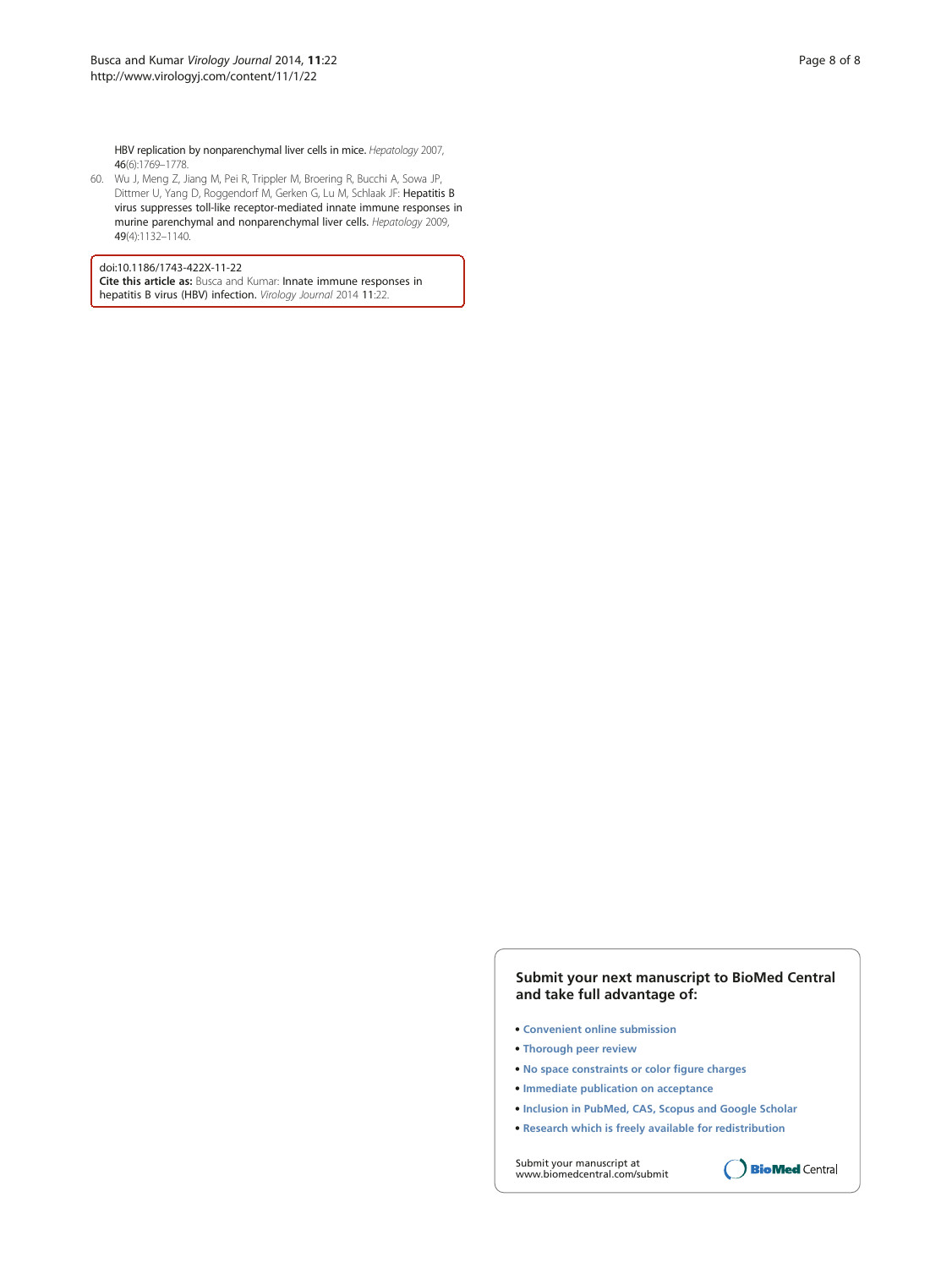HBV replication by nonparenchymal liver cells in mice. *Hepatology* 2007, **46**(6):1769–1778.

60. Wu J, Meng Z, Jiang M, Pei R, Trippler M, Broering R, Bucchi A, Sowa JP, Dittmer U, Yang D, Roggendorf M, Gerken G, Lu M, Schlaak JF: **Hepatitis B virus suppresses toll-like receptor-mediated innate immune responses in murine parenchymal and nonparenchymal liver cells.** *Hepatology* 2009, **49**(4):1132–1140.

doi:10.1186/1743-422X-11-22
**Cite this article as:** Busca and Kumar: Innate immune responses in hepatitis B virus (HBV) infection. *Virology Journal* 2014 **11**:22.

**Submit your next manuscript to BioMed Central and take full advantage of:**

- **Convenient online submission**
- **Thorough peer review**
- **No space constraints or color figure charges**
- **Immediate publication on acceptance**
- **Inclusion in PubMed, CAS, Scopus and Google Scholar**
- **Research which is freely available for redistribution**

Submit your manuscript at
www.biomedcentral.com/submit

BioMed Central